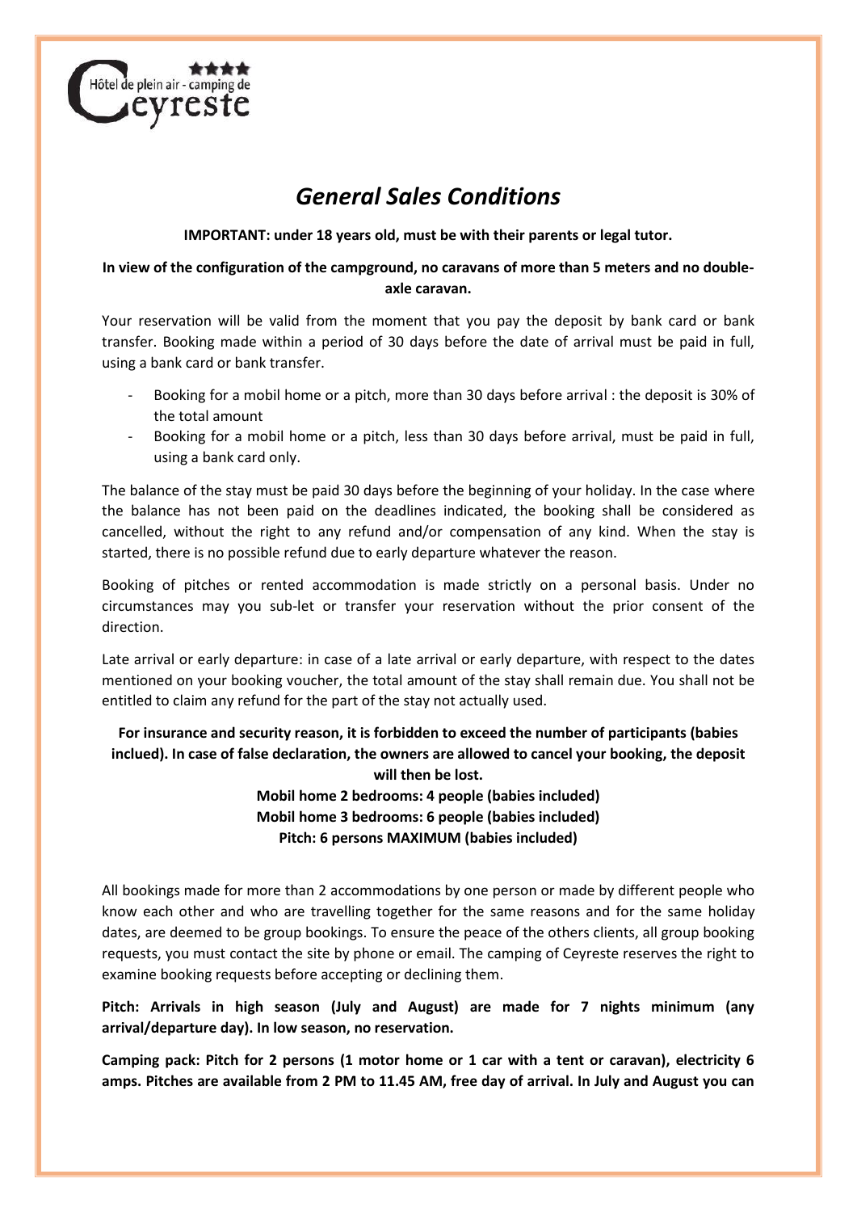Hôtel de plein air - camping de Ceyreste ★★★★

# *General Sales Conditions*

**IMPORTANT: under 18 years old, must be with their parents or legal tutor.**

**In view of the configuration of the campground, no caravans of more than 5 meters and no double-axle caravan.**

Your reservation will be valid from the moment that you pay the deposit by bank card or bank transfer. Booking made within a period of 30 days before the date of arrival must be paid in full, using a bank card or bank transfer.

- Booking for a mobil home or a pitch, more than 30 days before arrival : the deposit is 30% of the total amount
- Booking for a mobil home or a pitch, less than 30 days before arrival, must be paid in full, using a bank card only.

The balance of the stay must be paid 30 days before the beginning of your holiday. In the case where the balance has not been paid on the deadlines indicated, the booking shall be considered as cancelled, without the right to any refund and/or compensation of any kind. When the stay is started, there is no possible refund due to early departure whatever the reason.

Booking of pitches or rented accommodation is made strictly on a personal basis. Under no circumstances may you sub-let or transfer your reservation without the prior consent of the direction.

Late arrival or early departure: in case of a late arrival or early departure, with respect to the dates mentioned on your booking voucher, the total amount of the stay shall remain due. You shall not be entitled to claim any refund for the part of the stay not actually used.

**For insurance and security reason, it is forbidden to exceed the number of participants (babies inclued). In case of false declaration, the owners are allowed to cancel your booking, the deposit will then be lost.**
**Mobil home 2 bedrooms: 4 people (babies included)**
**Mobil home 3 bedrooms: 6 people (babies included)**
**Pitch: 6 persons MAXIMUM (babies included)**

All bookings made for more than 2 accommodations by one person or made by different people who know each other and who are travelling together for the same reasons and for the same holiday dates, are deemed to be group bookings. To ensure the peace of the others clients, all group booking requests, you must contact the site by phone or email. The camping of Ceyreste reserves the right to examine booking requests before accepting or declining them.

**Pitch: Arrivals in high season (July and August) are made for 7 nights minimum (any arrival/departure day). In low season, no reservation.**

**Camping pack: Pitch for 2 persons (1 motor home or 1 car with a tent or caravan), electricity 6 amps. Pitches are available from 2 PM to 11.45 AM, free day of arrival. In July and August you can**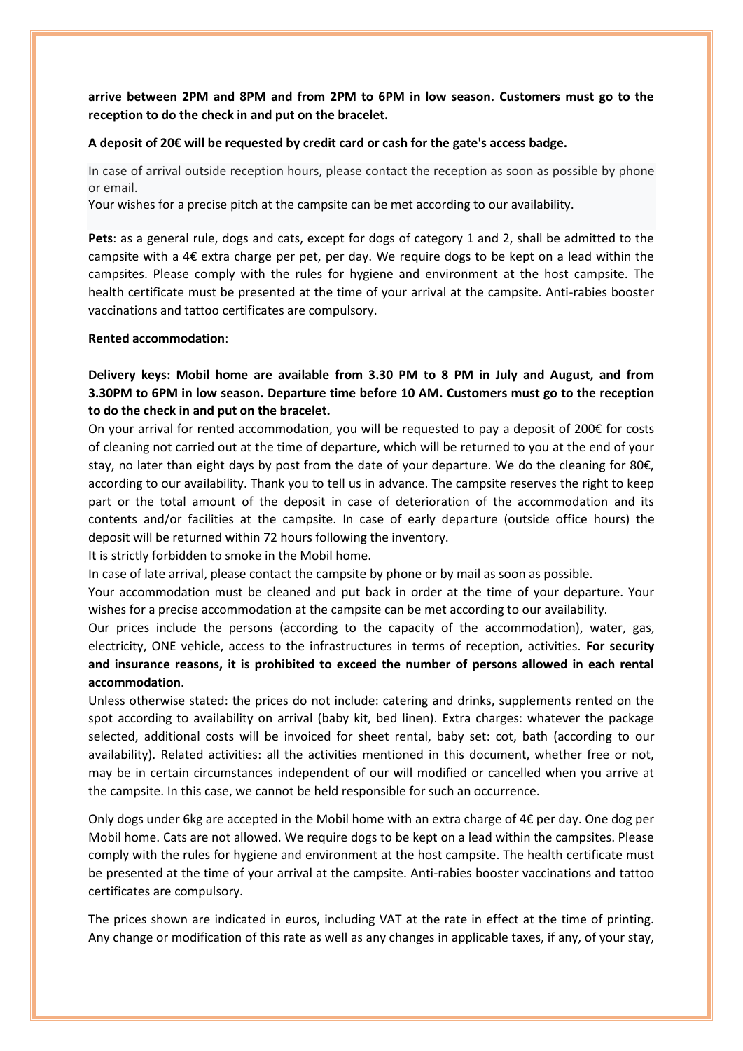**arrive between 2PM and 8PM and from 2PM to 6PM in low season. Customers must go to the reception to do the check in and put on the bracelet.**

**A deposit of 20€ will be requested by credit card or cash for the gate's access badge.**

In case of arrival outside reception hours, please contact the reception as soon as possible by phone or email.
Your wishes for a precise pitch at the campsite can be met according to our availability.

**Pets**: as a general rule, dogs and cats, except for dogs of category 1 and 2, shall be admitted to the campsite with a 4€ extra charge per pet, per day. We require dogs to be kept on a lead within the campsites. Please comply with the rules for hygiene and environment at the host campsite. The health certificate must be presented at the time of your arrival at the campsite. Anti-rabies booster vaccinations and tattoo certificates are compulsory.

**Rented accommodation**:

**Delivery keys: Mobil home are available from 3.30 PM to 8 PM in July and August, and from 3.30PM to 6PM in low season. Departure time before 10 AM. Customers must go to the reception to do the check in and put on the bracelet.**

On your arrival for rented accommodation, you will be requested to pay a deposit of 200€ for costs of cleaning not carried out at the time of departure, which will be returned to you at the end of your stay, no later than eight days by post from the date of your departure. We do the cleaning for 80€, according to our availability. Thank you to tell us in advance. The campsite reserves the right to keep part or the total amount of the deposit in case of deterioration of the accommodation and its contents and/or facilities at the campsite. In case of early departure (outside office hours) the deposit will be returned within 72 hours following the inventory.
It is strictly forbidden to smoke in the Mobil home.
In case of late arrival, please contact the campsite by phone or by mail as soon as possible.
Your accommodation must be cleaned and put back in order at the time of your departure. Your wishes for a precise accommodation at the campsite can be met according to our availability.
Our prices include the persons (according to the capacity of the accommodation), water, gas, electricity, ONE vehicle, access to the infrastructures in terms of reception, activities. **For security and insurance reasons, it is prohibited to exceed the number of persons allowed in each rental accommodation**.
Unless otherwise stated: the prices do not include: catering and drinks, supplements rented on the spot according to availability on arrival (baby kit, bed linen). Extra charges: whatever the package selected, additional costs will be invoiced for sheet rental, baby set: cot, bath (according to our availability). Related activities: all the activities mentioned in this document, whether free or not, may be in certain circumstances independent of our will modified or cancelled when you arrive at the campsite. In this case, we cannot be held responsible for such an occurrence.

Only dogs under 6kg are accepted in the Mobil home with an extra charge of 4€ per day. One dog per Mobil home. Cats are not allowed. We require dogs to be kept on a lead within the campsites. Please comply with the rules for hygiene and environment at the host campsite. The health certificate must be presented at the time of your arrival at the campsite. Anti-rabies booster vaccinations and tattoo certificates are compulsory.

The prices shown are indicated in euros, including VAT at the rate in effect at the time of printing. Any change or modification of this rate as well as any changes in applicable taxes, if any, of your stay,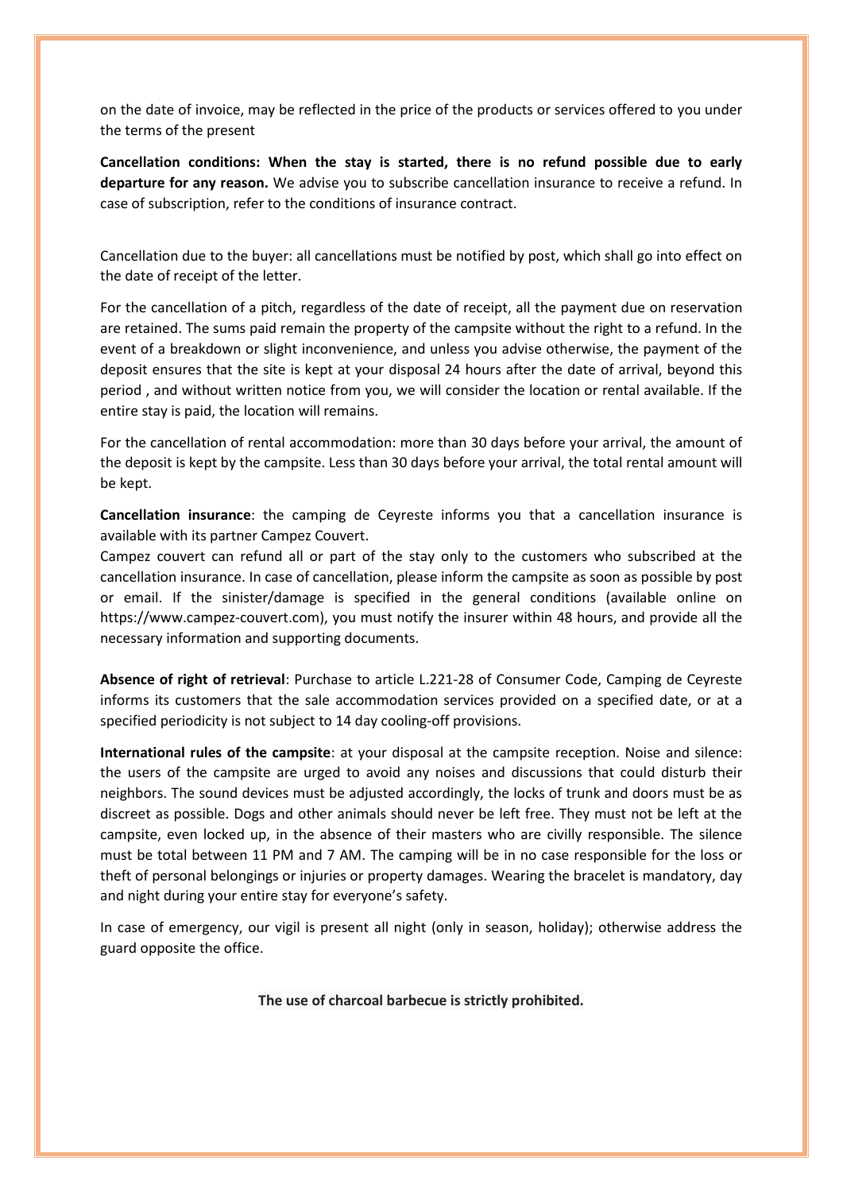on the date of invoice, may be reflected in the price of the products or services offered to you under the terms of the present

**Cancellation conditions: When the stay is started, there is no refund possible due to early departure for any reason.** We advise you to subscribe cancellation insurance to receive a refund. In case of subscription, refer to the conditions of insurance contract.

Cancellation due to the buyer: all cancellations must be notified by post, which shall go into effect on the date of receipt of the letter.

For the cancellation of a pitch, regardless of the date of receipt, all the payment due on reservation are retained. The sums paid remain the property of the campsite without the right to a refund. In the event of a breakdown or slight inconvenience, and unless you advise otherwise, the payment of the deposit ensures that the site is kept at your disposal 24 hours after the date of arrival, beyond this period , and without written notice from you, we will consider the location or rental available. If the entire stay is paid, the location will remains.

For the cancellation of rental accommodation: more than 30 days before your arrival, the amount of the deposit is kept by the campsite. Less than 30 days before your arrival, the total rental amount will be kept.

**Cancellation insurance**: the camping de Ceyreste informs you that a cancellation insurance is available with its partner Campez Couvert.
Campez couvert can refund all or part of the stay only to the customers who subscribed at the cancellation insurance. In case of cancellation, please inform the campsite as soon as possible by post or email. If the sinister/damage is specified in the general conditions (available online on https://www.campez-couvert.com), you must notify the insurer within 48 hours, and provide all the necessary information and supporting documents.

**Absence of right of retrieval**: Purchase to article L.221-28 of Consumer Code, Camping de Ceyreste informs its customers that the sale accommodation services provided on a specified date, or at a specified periodicity is not subject to 14 day cooling-off provisions.

**International rules of the campsite**: at your disposal at the campsite reception. Noise and silence: the users of the campsite are urged to avoid any noises and discussions that could disturb their neighbors. The sound devices must be adjusted accordingly, the locks of trunk and doors must be as discreet as possible. Dogs and other animals should never be left free. They must not be left at the campsite, even locked up, in the absence of their masters who are civilly responsible. The silence must be total between 11 PM and 7 AM. The camping will be in no case responsible for the loss or theft of personal belongings or injuries or property damages. Wearing the bracelet is mandatory, day and night during your entire stay for everyone's safety.

In case of emergency, our vigil is present all night (only in season, holiday); otherwise address the guard opposite the office.

**The use of charcoal barbecue is strictly prohibited.**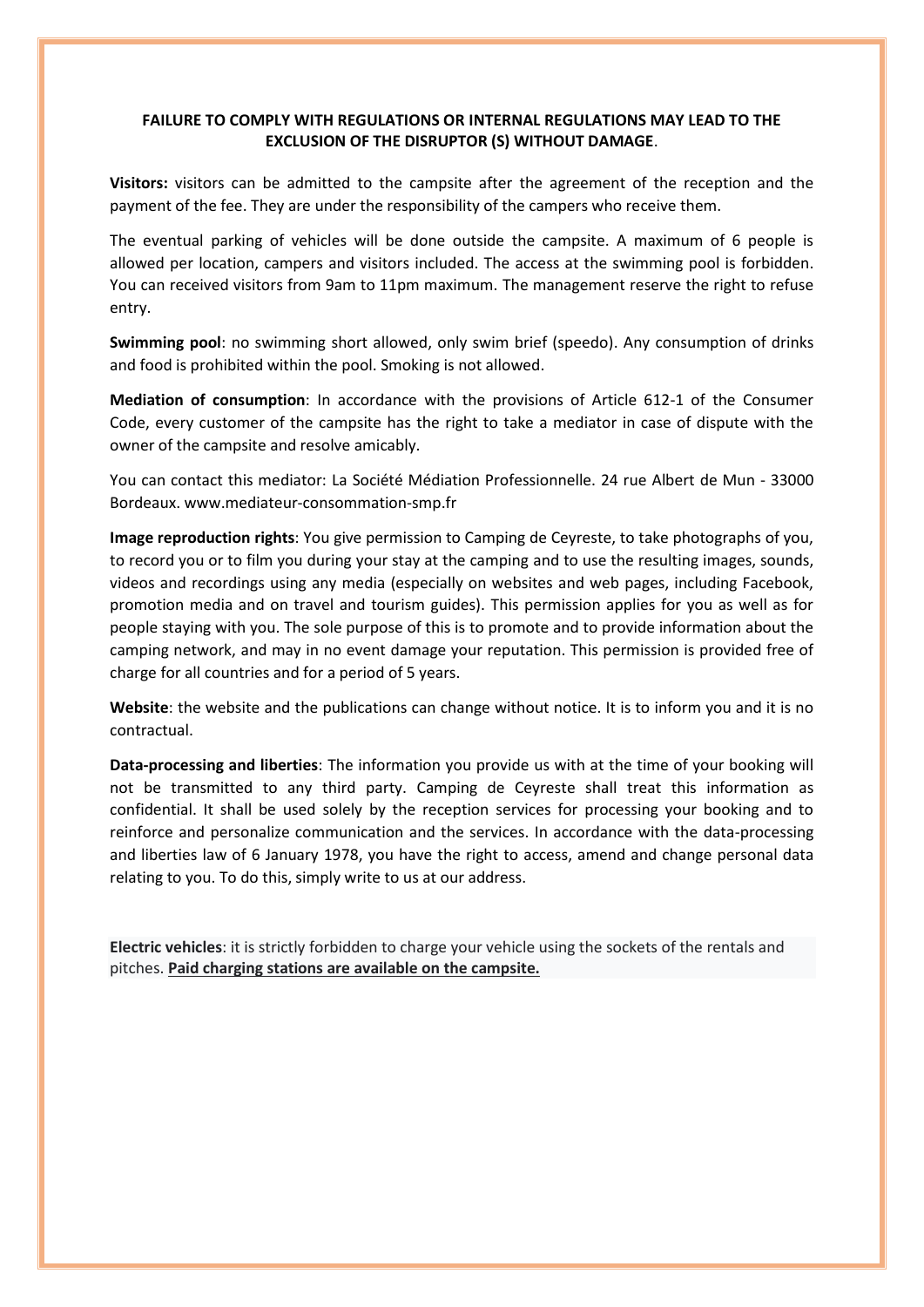**FAILURE TO COMPLY WITH REGULATIONS OR INTERNAL REGULATIONS MAY LEAD TO THE EXCLUSION OF THE DISRUPTOR (S) WITHOUT DAMAGE**.

**Visitors:** visitors can be admitted to the campsite after the agreement of the reception and the payment of the fee. They are under the responsibility of the campers who receive them.

The eventual parking of vehicles will be done outside the campsite. A maximum of 6 people is allowed per location, campers and visitors included. The access at the swimming pool is forbidden. You can received visitors from 9am to 11pm maximum. The management reserve the right to refuse entry.

**Swimming pool**: no swimming short allowed, only swim brief (speedo). Any consumption of drinks and food is prohibited within the pool. Smoking is not allowed.

**Mediation of consumption**: In accordance with the provisions of Article 612-1 of the Consumer Code, every customer of the campsite has the right to take a mediator in case of dispute with the owner of the campsite and resolve amicably.

You can contact this mediator: La Société Médiation Professionnelle. 24 rue Albert de Mun - 33000 Bordeaux. www.mediateur-consommation-smp.fr

**Image reproduction rights**: You give permission to Camping de Ceyreste, to take photographs of you, to record you or to film you during your stay at the camping and to use the resulting images, sounds, videos and recordings using any media (especially on websites and web pages, including Facebook, promotion media and on travel and tourism guides). This permission applies for you as well as for people staying with you. The sole purpose of this is to promote and to provide information about the camping network, and may in no event damage your reputation. This permission is provided free of charge for all countries and for a period of 5 years.

**Website**: the website and the publications can change without notice. It is to inform you and it is no contractual.

**Data-processing and liberties**: The information you provide us with at the time of your booking will not be transmitted to any third party. Camping de Ceyreste shall treat this information as confidential. It shall be used solely by the reception services for processing your booking and to reinforce and personalize communication and the services. In accordance with the data-processing and liberties law of 6 January 1978, you have the right to access, amend and change personal data relating to you. To do this, simply write to us at our address.

**Electric vehicles**: it is strictly forbidden to charge your vehicle using the sockets of the rentals and pitches. **Paid charging stations are available on the campsite.**